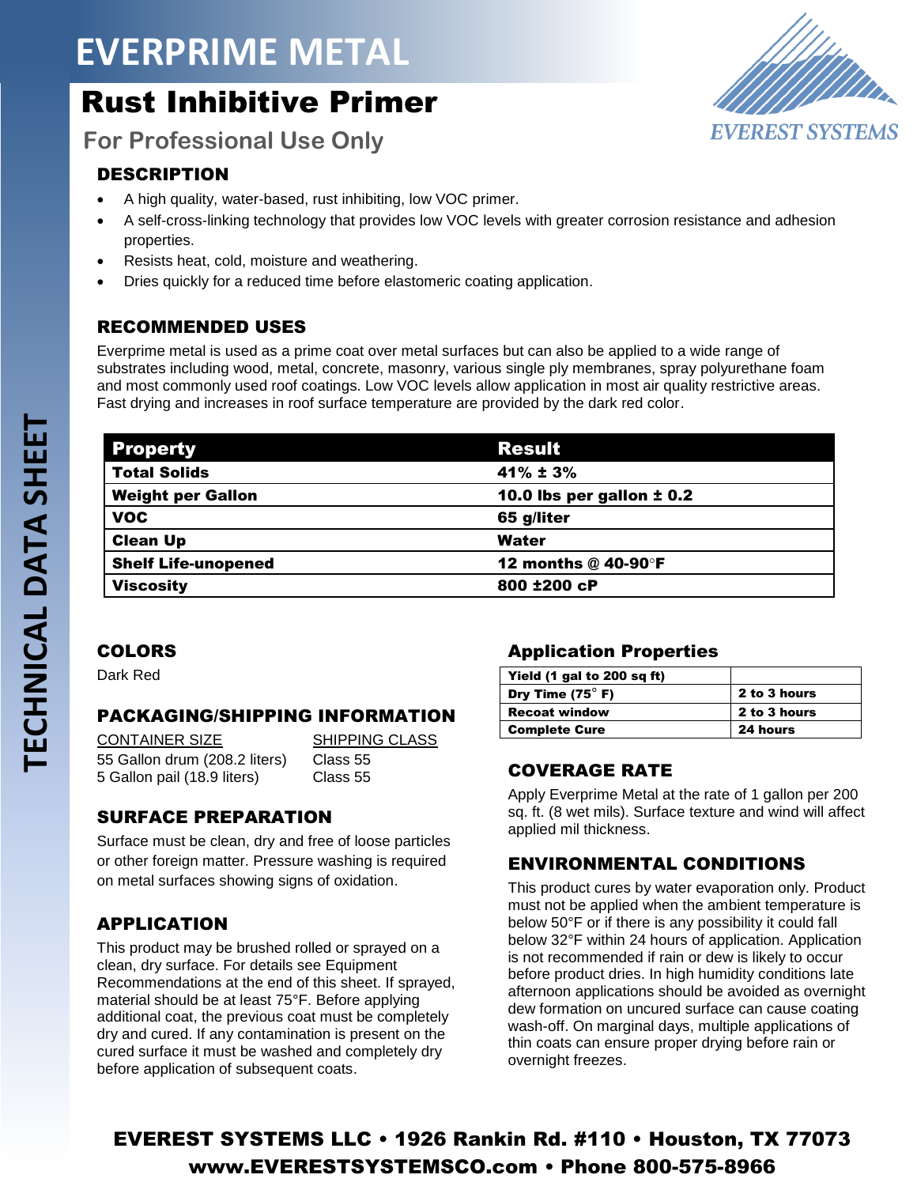# EVERPRIME METAL

## Rust Inhibitive Primer

### For Professional Use Only

EVEREST SYSTEMS

TECHNICAL DATA SHEET

### DESCRIPTION

- A high quality, water-based, rust inhibiting, low VOC primer.
- A self-cross-linking technology that provides low VOC levels with greater corrosion resistance and adhesion properties.
- Resists heat, cold, moisture and weathering.
- Dries quickly for a reduced time before elastomeric coating application.

### RECOMMENDED USES

Everprime metal is used as a prime coat over metal surfaces but can also be applied to a wide range of substrates including wood, metal, concrete, masonry, various single ply membranes, spray polyurethane foam and most commonly used roof coatings. Low VOC levels allow application in most air quality restrictive areas. Fast drying and increases in roof surface temperature are provided by the dark red color.

| Property | Result |
|---|---|
| Total Solids | 41% ± 3% |
| Weight per Gallon | 10.0 lbs per gallon ± 0.2 |
| VOC | 65 g/liter |
| Clean Up | Water |
| Shelf Life-unopened | 12 months @ 40-90°F |
| Viscosity | 800 ±200 cP |

### COLORS

Dark Red

### PACKAGING/SHIPPING INFORMATION

| CONTAINER SIZE | SHIPPING CLASS |
|---|---|
| 55 Gallon drum (208.2 liters) | Class 55 |
| 5 Gallon pail (18.9 liters) | Class 55 |

### SURFACE PREPARATION

Surface must be clean, dry and free of loose particles or other foreign matter. Pressure washing is required on metal surfaces showing signs of oxidation.

### APPLICATION

This product may be brushed rolled or sprayed on a clean, dry surface. For details see Equipment Recommendations at the end of this sheet. If sprayed, material should be at least 75°F. Before applying additional coat, the previous coat must be completely dry and cured. If any contamination is present on the cured surface it must be washed and completely dry before application of subsequent coats.

### Application Properties

| Yield (1 gal to 200 sq ft) | |
|---|---|
| Dry Time (75° F) | 2 to 3 hours |
| Recoat window | 2 to 3 hours |
| Complete Cure | 24 hours |

### COVERAGE RATE

Apply Everprime Metal at the rate of 1 gallon per 200 sq. ft. (8 wet mils). Surface texture and wind will affect applied mil thickness.

### ENVIRONMENTAL CONDITIONS

This product cures by water evaporation only. Product must not be applied when the ambient temperature is below 50°F or if there is any possibility it could fall below 32°F within 24 hours of application. Application is not recommended if rain or dew is likely to occur before product dries. In high humidity conditions late afternoon applications should be avoided as overnight dew formation on uncured surface can cause coating wash-off. On marginal days, multiple applications of thin coats can ensure proper drying before rain or overnight freezes.

**EVEREST SYSTEMS LLC • 1926 Rankin Rd. #110 • Houston, TX 77073**
**www.EVERESTSYSTEMSCO.com • Phone 800-575-8966**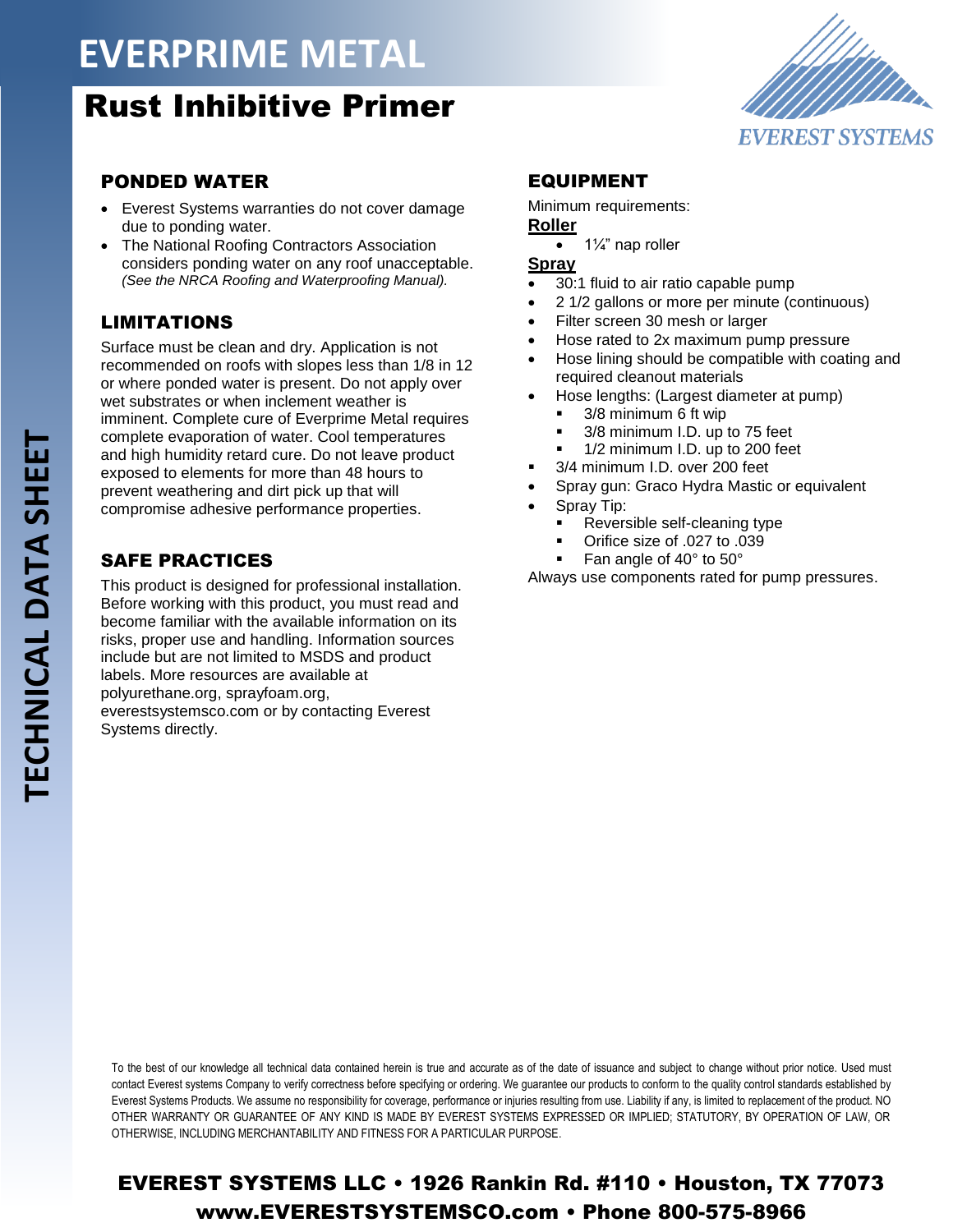# EVERPRIME METAL

## Rust Inhibitive Primer

EVEREST SYSTEMS

TECHNICAL DATA SHEET

### PONDED WATER

- Everest Systems warranties do not cover damage due to ponding water.
- The National Roofing Contractors Association considers ponding water on any roof unacceptable. *(See the NRCA Roofing and Waterproofing Manual).*

### LIMITATIONS

Surface must be clean and dry. Application is not recommended on roofs with slopes less than 1/8 in 12 or where ponded water is present. Do not apply over wet substrates or when inclement weather is imminent. Complete cure of Everprime Metal requires complete evaporation of water. Cool temperatures and high humidity retard cure. Do not leave product exposed to elements for more than 48 hours to prevent weathering and dirt pick up that will compromise adhesive performance properties.

### SAFE PRACTICES

This product is designed for professional installation. Before working with this product, you must read and become familiar with the available information on its risks, proper use and handling. Information sources include but are not limited to MSDS and product labels. More resources are available at polyurethane.org, sprayfoam.org, everestsystemsco.com or by contacting Everest Systems directly.

### EQUIPMENT

Minimum requirements:

**Roller**

- 1¼" nap roller

**Spray**

- 30:1 fluid to air ratio capable pump
- 2 1/2 gallons or more per minute (continuous)
- Filter screen 30 mesh or larger
- Hose rated to 2x maximum pump pressure
- Hose lining should be compatible with coating and required cleanout materials
- Hose lengths: (Largest diameter at pump)
  - 3/8 minimum 6 ft wip
  - 3/8 minimum I.D. up to 75 feet
  - 1/2 minimum I.D. up to 200 feet
- 3/4 minimum I.D. over 200 feet
- Spray gun: Graco Hydra Mastic or equivalent
- Spray Tip:
  - Reversible self-cleaning type
  - Orifice size of .027 to .039
  - Fan angle of 40° to 50°

Always use components rated for pump pressures.

To the best of our knowledge all technical data contained herein is true and accurate as of the date of issuance and subject to change without prior notice. Used must contact Everest systems Company to verify correctness before specifying or ordering. We guarantee our products to conform to the quality control standards established by Everest Systems Products. We assume no responsibility for coverage, performance or injuries resulting from use. Liability if any, is limited to replacement of the product. NO OTHER WARRANTY OR GUARANTEE OF ANY KIND IS MADE BY EVEREST SYSTEMS EXPRESSED OR IMPLIED; STATUTORY, BY OPERATION OF LAW, OR OTHERWISE, INCLUDING MERCHANTABILITY AND FITNESS FOR A PARTICULAR PURPOSE.

**EVEREST SYSTEMS LLC • 1926 Rankin Rd. #110 • Houston, TX 77073**
**www.EVERESTSYSTEMSCO.com • Phone 800-575-8966**